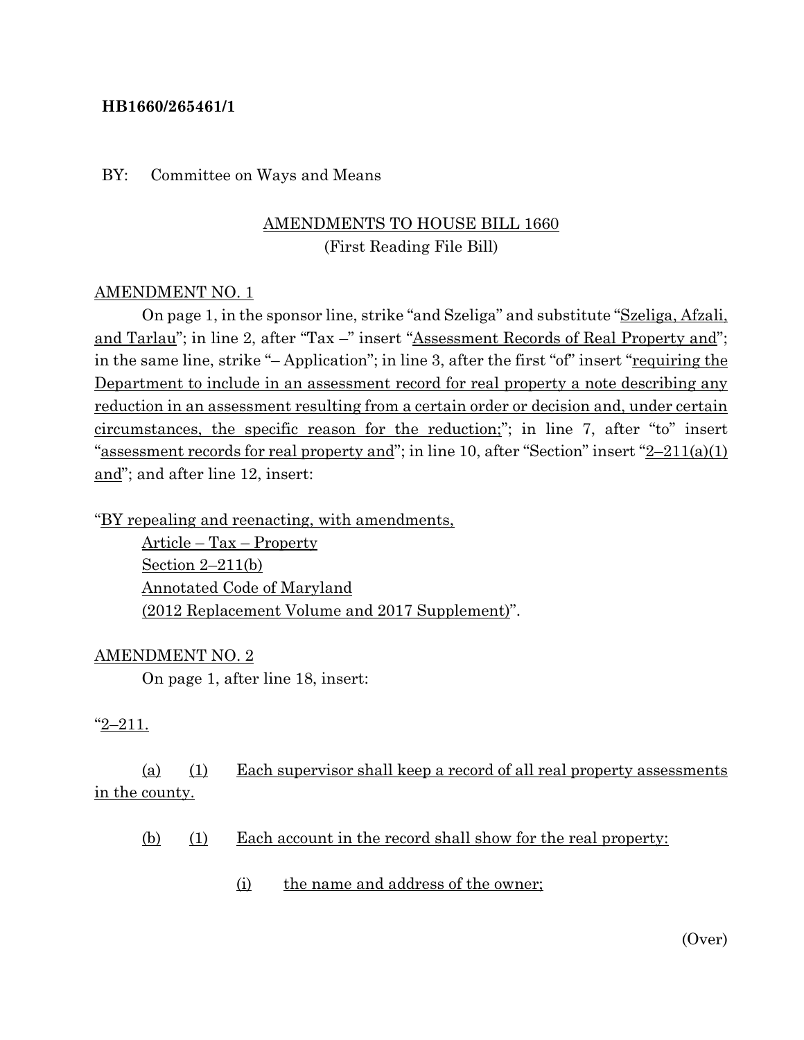**HB1660/265461/1**

BY: Committee on Ways and Means

AMENDMENTS TO HOUSE BILL 1660
(First Reading File Bill)

AMENDMENT NO. 1

On page 1, in the sponsor line, strike "and Szeliga" and substitute "Szeliga, Afzali, and Tarlau"; in line 2, after "Tax –" insert "Assessment Records of Real Property and"; in the same line, strike "– Application"; in line 3, after the first "of" insert "requiring the Department to include in an assessment record for real property a note describing any reduction in an assessment resulting from a certain order or decision and, under certain circumstances, the specific reason for the reduction;"; in line 7, after "to" insert "assessment records for real property and"; in line 10, after "Section" insert "2–211(a)(1) and"; and after line 12, insert:

"BY repealing and reenacting, with amendments,
Article – Tax – Property
Section 2–211(b)
Annotated Code of Maryland
(2012 Replacement Volume and 2017 Supplement)".

AMENDMENT NO. 2

On page 1, after line 18, insert:

"2–211.

(a) (1) Each supervisor shall keep a record of all real property assessments in the county.

(b) (1) Each account in the record shall show for the real property:

(i) the name and address of the owner;

(Over)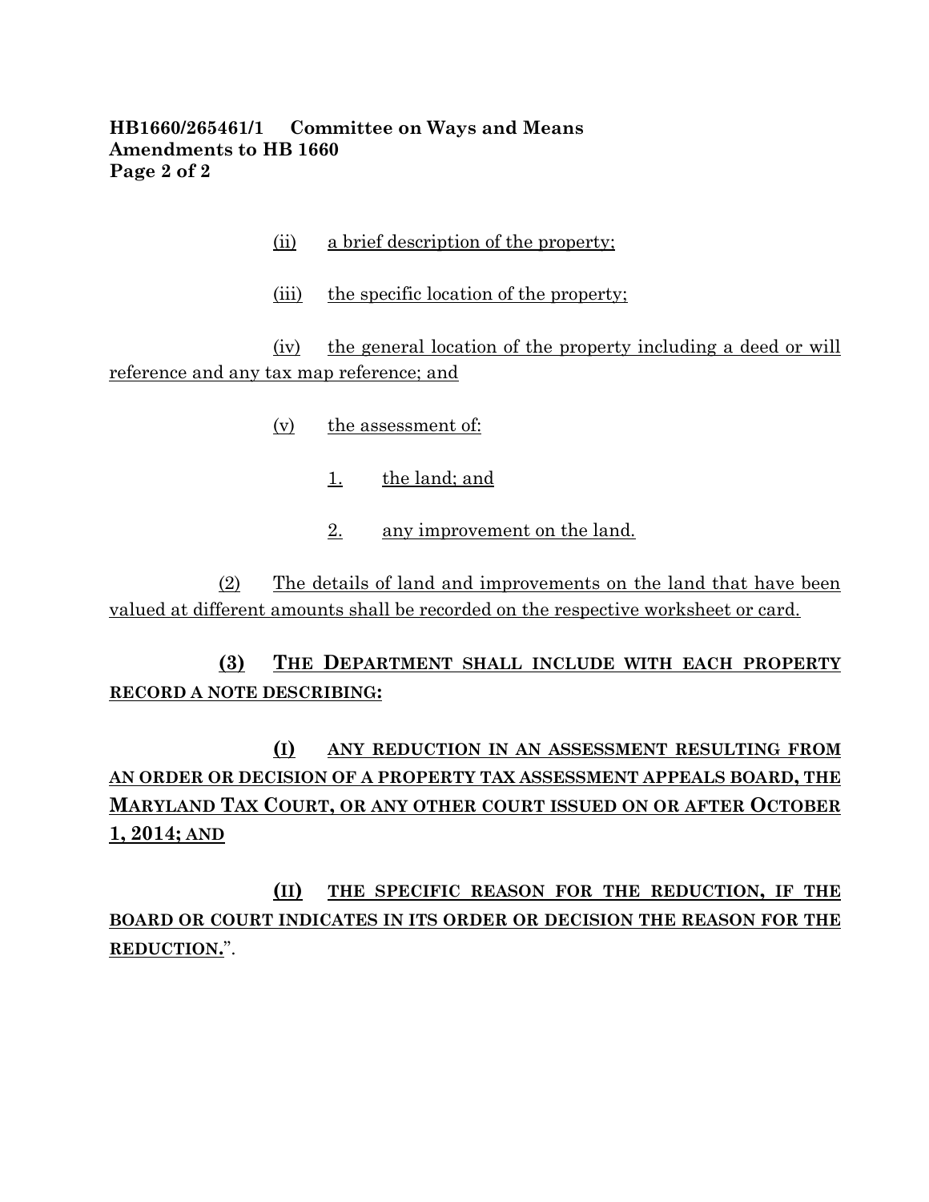(ii) a brief description of the property;

(iii) the specific location of the property;

(iv) the general location of the property including a deed or will reference and any tax map reference; and

(v) the assessment of:

1. the land; and

2. any improvement on the land.

(2) The details of land and improvements on the land that have been valued at different amounts shall be recorded on the respective worksheet or card.

**(3) THE DEPARTMENT SHALL INCLUDE WITH EACH PROPERTY RECORD A NOTE DESCRIBING:**

**(I) ANY REDUCTION IN AN ASSESSMENT RESULTING FROM AN ORDER OR DECISION OF A PROPERTY TAX ASSESSMENT APPEALS BOARD, THE MARYLAND TAX COURT, OR ANY OTHER COURT ISSUED ON OR AFTER OCTOBER 1, 2014; AND**

**(II) THE SPECIFIC REASON FOR THE REDUCTION, IF THE BOARD OR COURT INDICATES IN ITS ORDER OR DECISION THE REASON FOR THE REDUCTION.**".